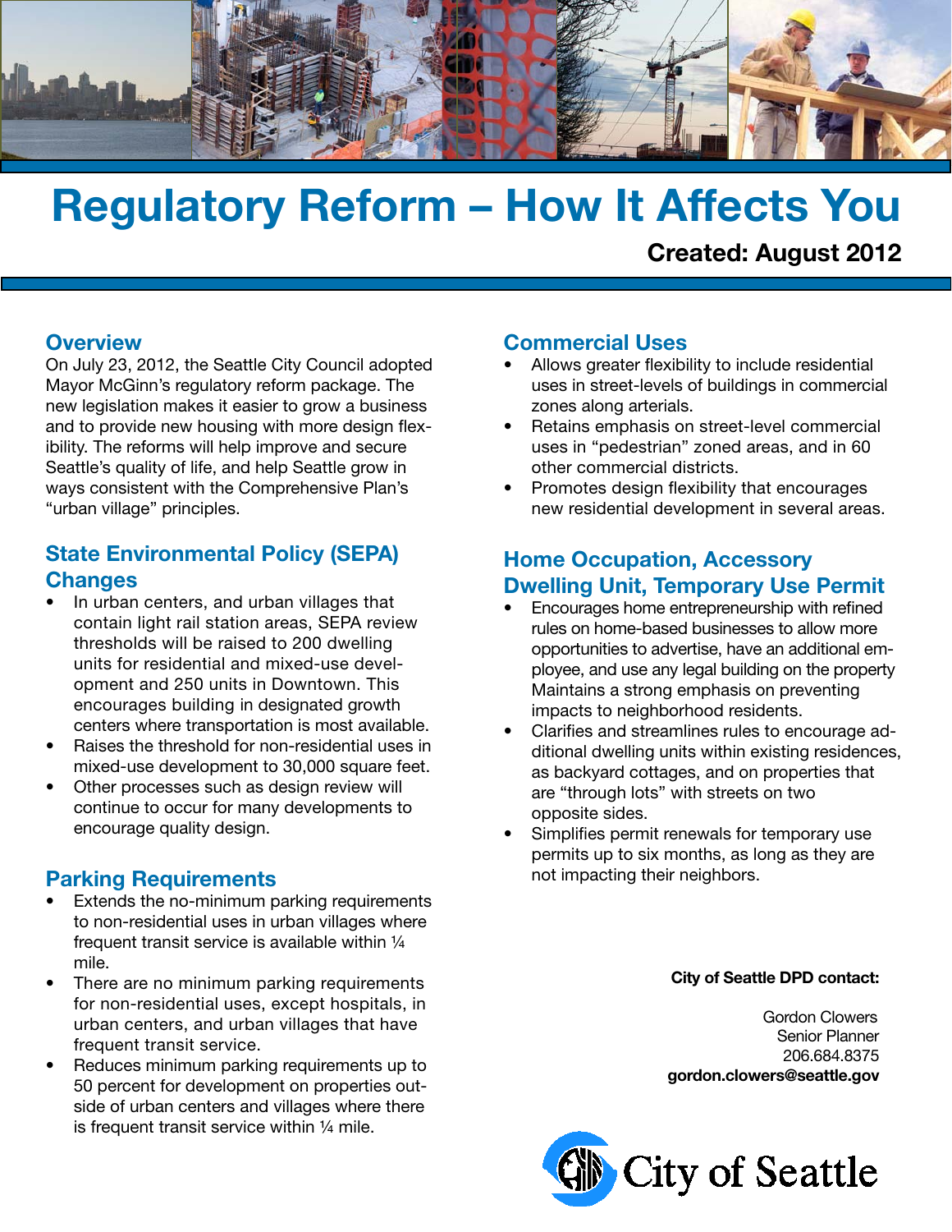# Regulatory Reform – How It Affects You

**Created: August 2012**

## Overview

On July 23, 2012, the Seattle City Council adopted Mayor McGinn's regulatory reform package. The new legislation makes it easier to grow a business and to provide new housing with more design flexibility. The reforms will help improve and secure Seattle's quality of life, and help Seattle grow in ways consistent with the Comprehensive Plan's "urban village" principles.

## State Environmental Policy (SEPA) Changes

- In urban centers, and urban villages that contain light rail station areas, SEPA review thresholds will be raised to 200 dwelling units for residential and mixed-use development and 250 units in Downtown. This encourages building in designated growth centers where transportation is most available.
- Raises the threshold for non-residential uses in mixed-use development to 30,000 square feet.
- Other processes such as design review will continue to occur for many developments to encourage quality design.

## Parking Requirements

- Extends the no-minimum parking requirements to non-residential uses in urban villages where frequent transit service is available within ¼ mile.
- There are no minimum parking requirements for non-residential uses, except hospitals, in urban centers, and urban villages that have frequent transit service.
- Reduces minimum parking requirements up to 50 percent for development on properties outside of urban centers and villages where there is frequent transit service within ¼ mile.

## Commercial Uses

- Allows greater flexibility to include residential uses in street-levels of buildings in commercial zones along arterials.
- Retains emphasis on street-level commercial uses in "pedestrian" zoned areas, and in 60 other commercial districts.
- Promotes design flexibility that encourages new residential development in several areas.

## Home Occupation, Accessory Dwelling Unit, Temporary Use Permit

- Encourages home entrepreneurship with refined rules on home-based businesses to allow more opportunities to advertise, have an additional employee, and use any legal building on the property Maintains a strong emphasis on preventing impacts to neighborhood residents.
- Clarifies and streamlines rules to encourage additional dwelling units within existing residences, as backyard cottages, and on properties that are "through lots" with streets on two opposite sides.
- Simplifies permit renewals for temporary use permits up to six months, as long as they are not impacting their neighbors.

**City of Seattle DPD contact:**

Gordon Clowers
Senior Planner
206.684.8375
**gordon.clowers@seattle.gov**

City of Seattle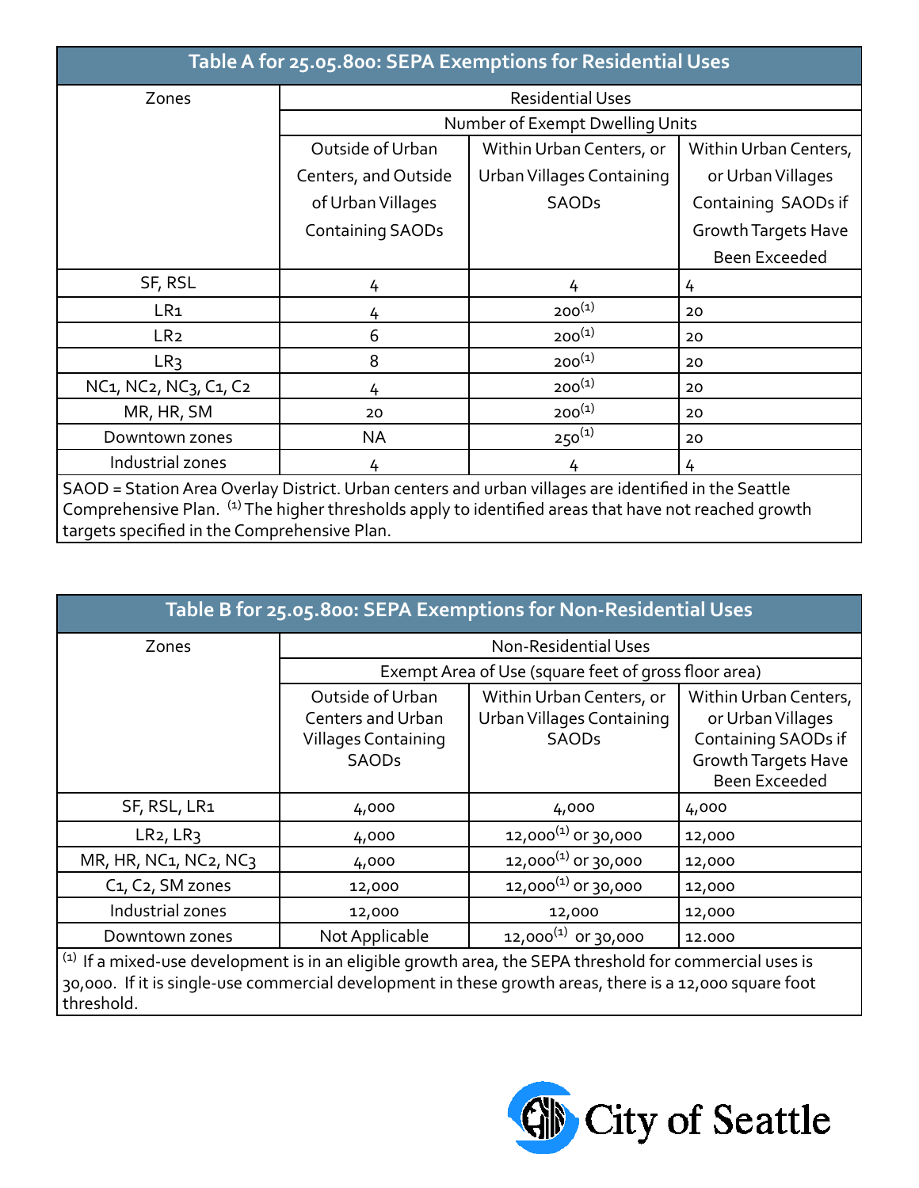| Table A for 25.05.800: SEPA Exemptions for Residential Uses | | | |
|---|---|---|---|
| Zones | Residential Uses | | |
| | Number of Exempt Dwelling Units | | |
| | Outside of Urban Centers, and Outside of Urban Villages Containing SAODs | Within Urban Centers, or Urban Villages Containing SAODs | Within Urban Centers, or Urban Villages Containing SAODs if Growth Targets Have Been Exceeded |
| SF, RSL | 4 | 4 | 4 |
| LR1 | 4 | 200[1] | 20 |
| LR2 | 6 | 200[1] | 20 |
| LR3 | 8 | 200[1] | 20 |
| NC1, NC2, NC3, C1, C2 | 4 | 200[1] | 20 |
| MR, HR, SM | 20 | 200[1] | 20 |
| Downtown zones | NA | 250[1] | 20 |
| Industrial zones | 4 | 4 | 4 |

SAOD = Station Area Overlay District. Urban centers and urban villages are identified in the Seattle Comprehensive Plan. [1] The higher thresholds apply to identified areas that have not reached growth targets specified in the Comprehensive Plan.

| Table B for 25.05.800: SEPA Exemptions for Non-Residential Uses | | | |
|---|---|---|---|
| Zones | Non-Residential Uses | | |
| | Exempt Area of Use (square feet of gross floor area) | | |
| | Outside of Urban Centers and Urban Villages Containing SAODs | Within Urban Centers, or Urban Villages Containing SAODs | Within Urban Centers, or Urban Villages Containing SAODs if Growth Targets Have Been Exceeded |
| SF, RSL, LR1 | 4,000 | 4,000 | 4,000 |
| LR2, LR3 | 4,000 | 12,000[1] or 30,000 | 12,000 |
| MR, HR, NC1, NC2, NC3 | 4,000 | 12,000[1] or 30,000 | 12,000 |
| C1, C2, SM zones | 12,000 | 12,000[1] or 30,000 | 12,000 |
| Industrial zones | 12,000 | 12,000 | 12,000 |
| Downtown zones | Not Applicable | 12,000[1] or 30,000 | 12.000 |

[1] If a mixed-use development is in an eligible growth area, the SEPA threshold for commercial uses is 30,000. If it is single-use commercial development in these growth areas, there is a 12,000 square foot threshold.

City of Seattle